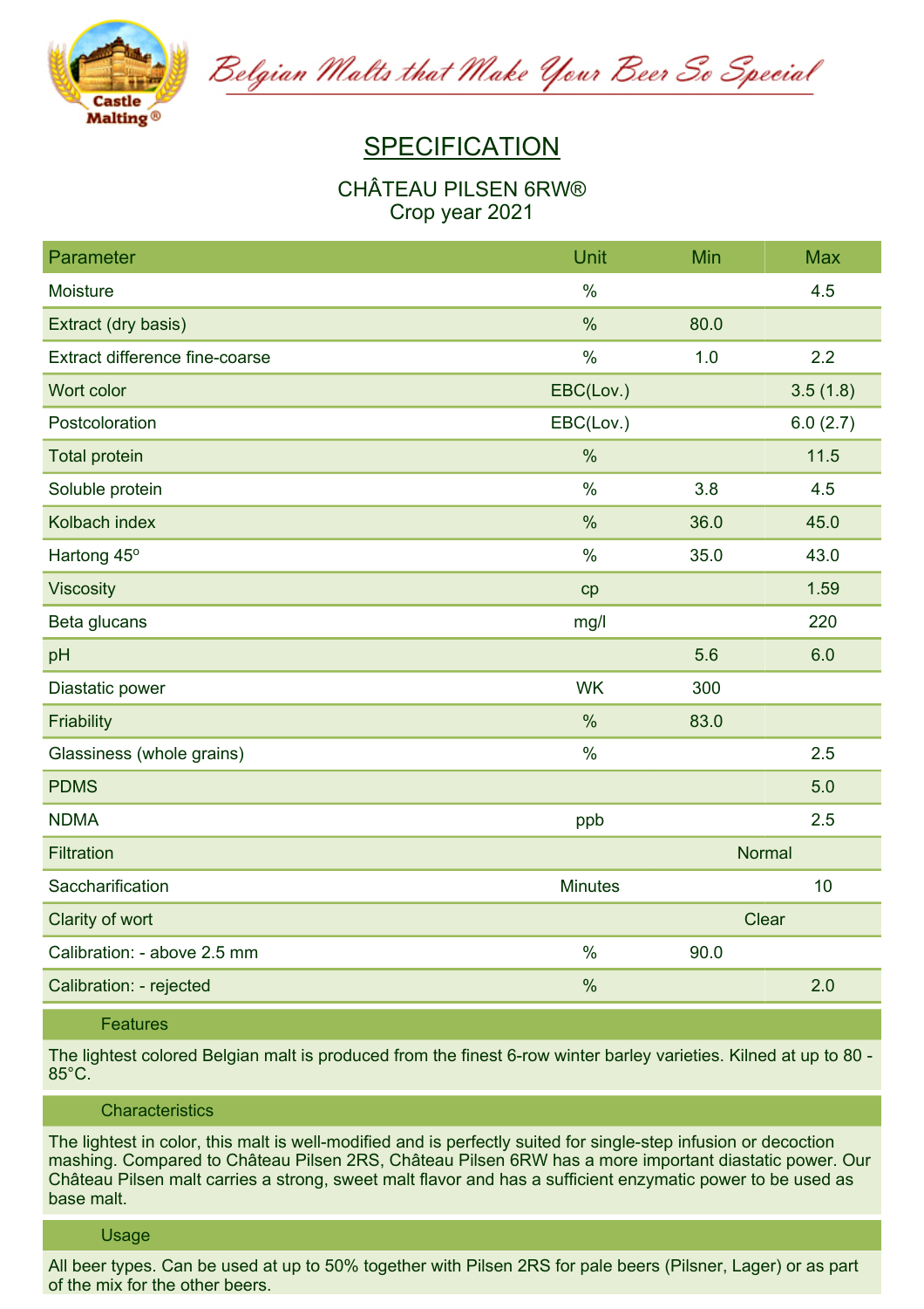Belgian Malts that Make Your Beer So Special

# SPECIFICATION

## CHÂTEAU PILSEN 6RW®
## Crop year 2021

| Parameter | Unit | Min | Max |
|---|---|---|---|
| Moisture | % | | 4.5 |
| Extract (dry basis) | % | 80.0 | |
| Extract difference fine-coarse | % | 1.0 | 2.2 |
| Wort color | EBC(Lov.) | | 3.5 (1.8) |
| Postcoloration | EBC(Lov.) | | 6.0 (2.7) |
| Total protein | % | | 11.5 |
| Soluble protein | % | 3.8 | 4.5 |
| Kolbach index | % | 36.0 | 45.0 |
| Hartong 45º | % | 35.0 | 43.0 |
| Viscosity | cp | | 1.59 |
| Beta glucans | mg/l | | 220 |
| pH | | 5.6 | 6.0 |
| Diastatic power | WK | 300 | |
| Friability | % | 83.0 | |
| Glassiness (whole grains) | % | | 2.5 |
| PDMS | | | 5.0 |
| NDMA | ppb | | 2.5 |
| Filtration | | Normal | |
| Saccharification | Minutes | | 10 |
| Clarity of wort | | Clear | |
| Calibration: - above 2.5 mm | % | 90.0 | |
| Calibration: - rejected | % | | 2.0 |

### Features

The lightest colored Belgian malt is produced from the finest 6-row winter barley varieties. Kilned at up to 80 - 85°C.

### Characteristics

The lightest in color, this malt is well-modified and is perfectly suited for single-step infusion or decoction mashing. Compared to Château Pilsen 2RS, Château Pilsen 6RW has a more important diastatic power. Our Château Pilsen malt carries a strong, sweet malt flavor and has a sufficient enzymatic power to be used as base malt.

### Usage

All beer types. Can be used at up to 50% together with Pilsen 2RS for pale beers (Pilsner, Lager) or as part of the mix for the other beers.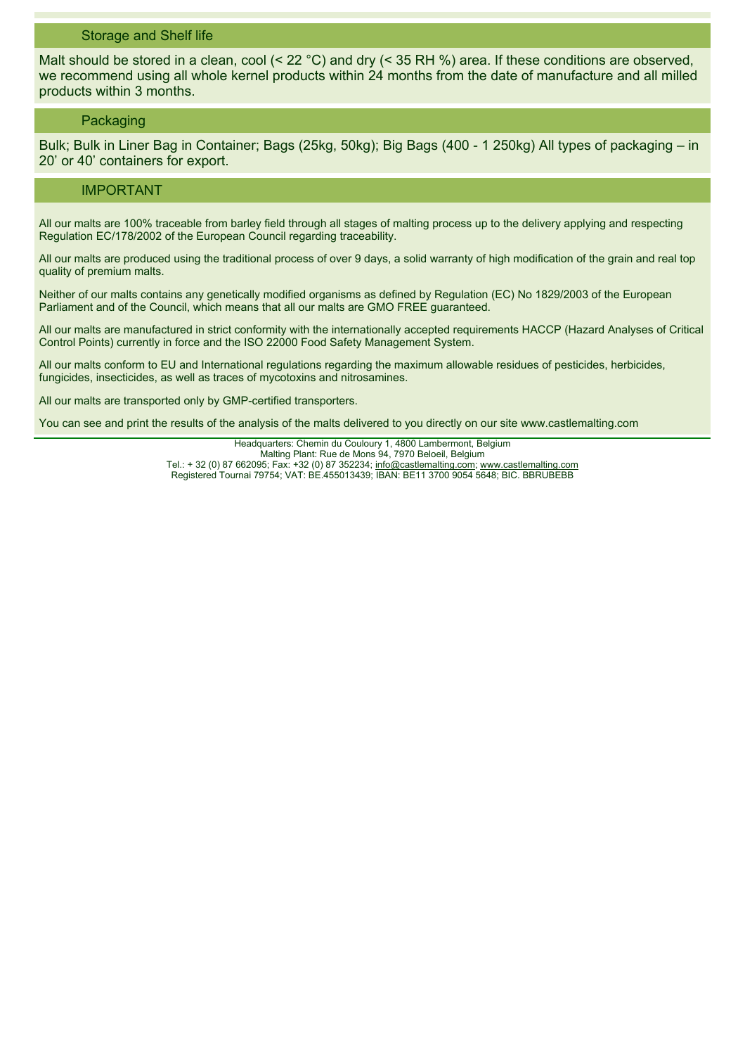## Storage and Shelf life

Malt should be stored in a clean, cool (< 22 °C) and dry (< 35 RH %) area. If these conditions are observed, we recommend using all whole kernel products within 24 months from the date of manufacture and all milled products within 3 months.

## Packaging

Bulk; Bulk in Liner Bag in Container; Bags (25kg, 50kg); Big Bags (400 - 1 250kg) All types of packaging – in 20’ or 40’ containers for export.

## IMPORTANT

All our malts are 100% traceable from barley field through all stages of malting process up to the delivery applying and respecting Regulation EC/178/2002 of the European Council regarding traceability.

All our malts are produced using the traditional process of over 9 days, a solid warranty of high modification of the grain and real top quality of premium malts.

Neither of our malts contains any genetically modified organisms as defined by Regulation (EC) No 1829/2003 of the European Parliament and of the Council, which means that all our malts are GMO FREE guaranteed.

All our malts are manufactured in strict conformity with the internationally accepted requirements HACCP (Hazard Analyses of Critical Control Points) currently in force and the ISO 22000 Food Safety Management System.

All our malts conform to EU and International regulations regarding the maximum allowable residues of pesticides, herbicides, fungicides, insecticides, as well as traces of mycotoxins and nitrosamines.

All our malts are transported only by GMP-certified transporters.

You can see and print the results of the analysis of the malts delivered to you directly on our site www.castlemalting.com

Headquarters: Chemin du Couloury 1, 4800 Lambermont, Belgium
Malting Plant: Rue de Mons 94, 7970 Beloeil, Belgium
Tel.: + 32 (0) 87 662095; Fax: +32 (0) 87 352234; info@castlemalting.com; www.castlemalting.com
Registered Tournai 79754; VAT: BE.455013439; IBAN: BE11 3700 9054 5648; BIC. BBRUBEBB